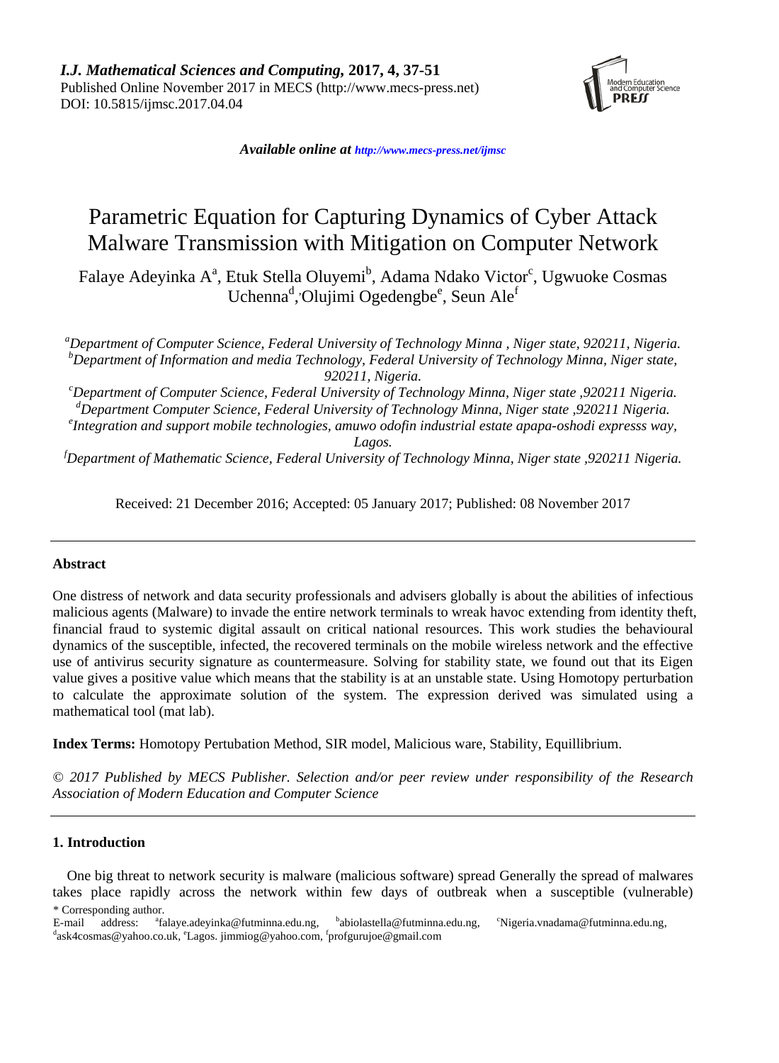*I.J. Mathematical Sciences and Computing*, **2017, 4, 37-51**
Published Online November 2017 in MECS (http://www.mecs-press.net)
DOI: 10.5815/ijmsc.2017.04.04

***Available online at** http://www.mecs-press.net/ijmsc*

# Parametric Equation for Capturing Dynamics of Cyber Attack Malware Transmission with Mitigation on Computer Network

Falaye Adeyinka A[a], Etuk Stella Oluyemi[b], Adama Ndako Victor[c], Ugwuoke Cosmas Uchenna[d], Olujimi Ogedengbe[e], Seun Ale[f]

*[a]Department of Computer Science, Federal University of Technology Minna , Niger state, 920211, Nigeria.*
*[b]Department of Information and media Technology, Federal University of Technology Minna, Niger state, 920211, Nigeria.*
*[c]Department of Computer Science, Federal University of Technology Minna, Niger state ,920211 Nigeria.*
*[d]Department Computer Science, Federal University of Technology Minna, Niger state ,920211 Nigeria.*
*[e]Integration and support mobile technologies, amuwo odofin industrial estate apapa-oshodi expresss way, Lagos.*
*[f]Department of Mathematic Science, Federal University of Technology Minna, Niger state ,920211 Nigeria.*

Received: 21 December 2016; Accepted: 05 January 2017; Published: 08 November 2017

## Abstract

One distress of network and data security professionals and advisers globally is about the abilities of infectious malicious agents (Malware) to invade the entire network terminals to wreak havoc extending from identity theft, financial fraud to systemic digital assault on critical national resources. This work studies the behavioural dynamics of the susceptible, infected, the recovered terminals on the mobile wireless network and the effective use of antivirus security signature as countermeasure. Solving for stability state, we found out that its Eigen value gives a positive value which means that the stability is at an unstable state. Using Homotopy perturbation to calculate the approximate solution of the system. The expression derived was simulated using a mathematical tool (mat lab).

**Index Terms:** Homotopy Pertubation Method, SIR model, Malicious ware, Stability, Equillibrium.

*© 2017 Published by MECS Publisher. Selection and/or peer review under responsibility of the Research Association of Modern Education and Computer Science*

## 1. Introduction

One big threat to network security is malware (malicious software) spread Generally the spread of malwares takes place rapidly across the network within few days of outbreak when a susceptible (vulnerable)

\* Corresponding author.
E-mail address: [a]falaye.adeyinka@futminna.edu.ng, [b]abiolastella@futminna.edu.ng, [c]Nigeria.vnadama@futminna.edu.ng, [d]ask4cosmas@yahoo.co.uk, [e]Lagos. jimmiog@yahoo.com, [f]profgurujoe@gmail.com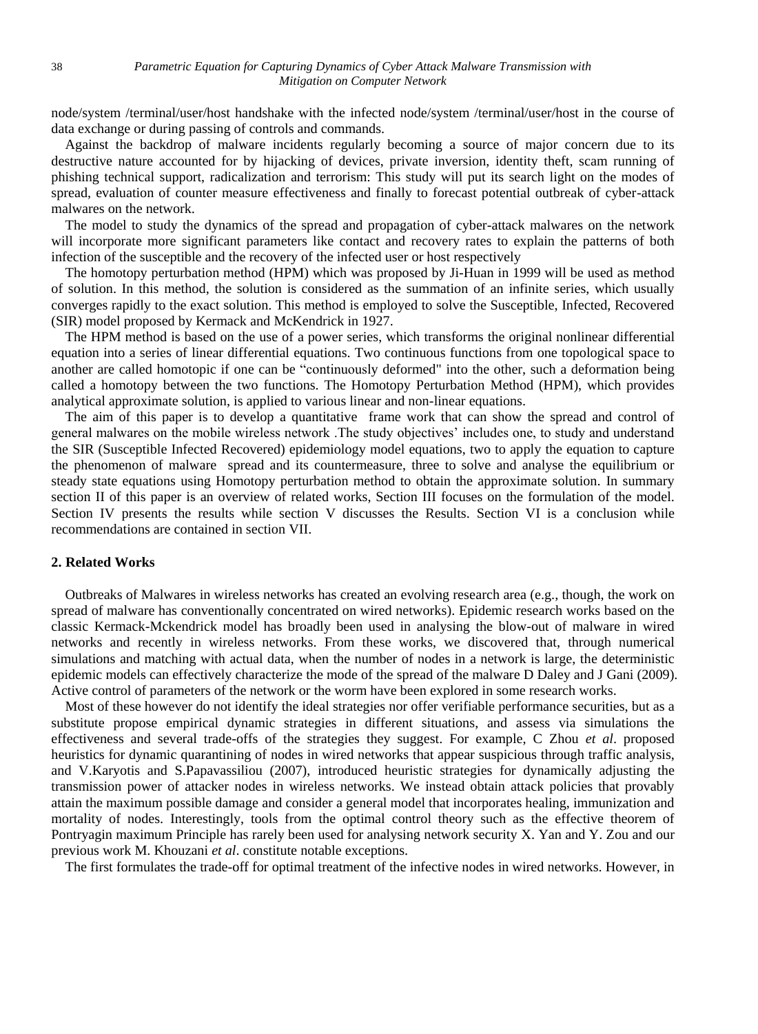node/system /terminal/user/host handshake with the infected node/system /terminal/user/host in the course of data exchange or during passing of controls and commands.

Against the backdrop of malware incidents regularly becoming a source of major concern due to its destructive nature accounted for by hijacking of devices, private inversion, identity theft, scam running of phishing technical support, radicalization and terrorism: This study will put its search light on the modes of spread, evaluation of counter measure effectiveness and finally to forecast potential outbreak of cyber-attack malwares on the network.

The model to study the dynamics of the spread and propagation of cyber-attack malwares on the network will incorporate more significant parameters like contact and recovery rates to explain the patterns of both infection of the susceptible and the recovery of the infected user or host respectively

The homotopy perturbation method (HPM) which was proposed by Ji-Huan in 1999 will be used as method of solution. In this method, the solution is considered as the summation of an infinite series, which usually converges rapidly to the exact solution. This method is employed to solve the Susceptible, Infected, Recovered (SIR) model proposed by Kermack and McKendrick in 1927.

The HPM method is based on the use of a power series, which transforms the original nonlinear differential equation into a series of linear differential equations. Two continuous functions from one topological space to another are called homotopic if one can be "continuously deformed" into the other, such a deformation being called a homotopy between the two functions. The Homotopy Perturbation Method (HPM), which provides analytical approximate solution, is applied to various linear and non-linear equations.

The aim of this paper is to develop a quantitative frame work that can show the spread and control of general malwares on the mobile wireless network .The study objectives' includes one, to study and understand the SIR (Susceptible Infected Recovered) epidemiology model equations, two to apply the equation to capture the phenomenon of malware spread and its countermeasure, three to solve and analyse the equilibrium or steady state equations using Homotopy perturbation method to obtain the approximate solution. In summary section II of this paper is an overview of related works, Section III focuses on the formulation of the model. Section IV presents the results while section V discusses the Results. Section VI is a conclusion while recommendations are contained in section VII.

## 2. Related Works

Outbreaks of Malwares in wireless networks has created an evolving research area (e.g., though, the work on spread of malware has conventionally concentrated on wired networks). Epidemic research works based on the classic Kermack-Mckendrick model has broadly been used in analysing the blow-out of malware in wired networks and recently in wireless networks. From these works, we discovered that, through numerical simulations and matching with actual data, when the number of nodes in a network is large, the deterministic epidemic models can effectively characterize the mode of the spread of the malware D Daley and J Gani (2009). Active control of parameters of the network or the worm have been explored in some research works.

Most of these however do not identify the ideal strategies nor offer verifiable performance securities, but as a substitute propose empirical dynamic strategies in different situations, and assess via simulations the effectiveness and several trade-offs of the strategies they suggest. For example, C Zhou *et al*. proposed heuristics for dynamic quarantining of nodes in wired networks that appear suspicious through traffic analysis, and V.Karyotis and S.Papavassiliou (2007), introduced heuristic strategies for dynamically adjusting the transmission power of attacker nodes in wireless networks. We instead obtain attack policies that provably attain the maximum possible damage and consider a general model that incorporates healing, immunization and mortality of nodes. Interestingly, tools from the optimal control theory such as the effective theorem of Pontryagin maximum Principle has rarely been used for analysing network security X. Yan and Y. Zou and our previous work M. Khouzani *et al*. constitute notable exceptions.

The first formulates the trade-off for optimal treatment of the infective nodes in wired networks. However, in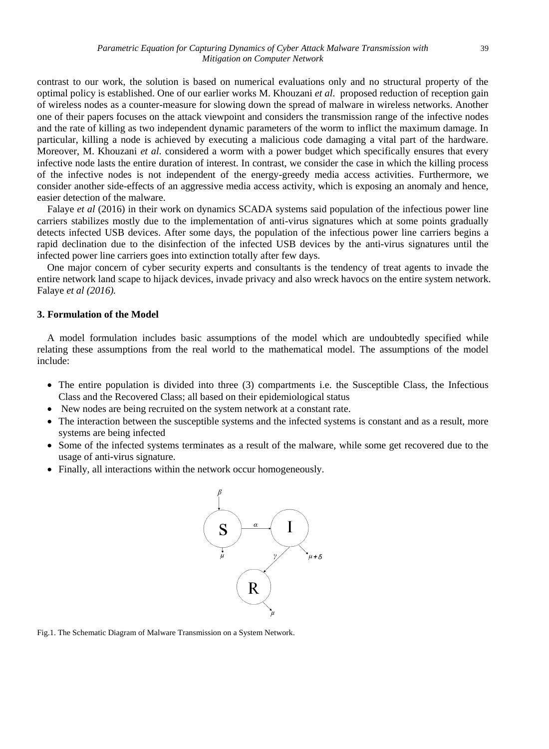contrast to our work, the solution is based on numerical evaluations only and no structural property of the optimal policy is established. One of our earlier works M. Khouzani *et al*. proposed reduction of reception gain of wireless nodes as a counter-measure for slowing down the spread of malware in wireless networks. Another one of their papers focuses on the attack viewpoint and considers the transmission range of the infective nodes and the rate of killing as two independent dynamic parameters of the worm to inflict the maximum damage. In particular, killing a node is achieved by executing a malicious code damaging a vital part of the hardware. Moreover, M. Khouzani *et al*. considered a worm with a power budget which specifically ensures that every infective node lasts the entire duration of interest. In contrast, we consider the case in which the killing process of the infective nodes is not independent of the energy-greedy media access activities. Furthermore, we consider another side-effects of an aggressive media access activity, which is exposing an anomaly and hence, easier detection of the malware.

Falaye *et al* (2016) in their work on dynamics SCADA systems said population of the infectious power line carriers stabilizes mostly due to the implementation of anti-virus signatures which at some points gradually detects infected USB devices. After some days, the population of the infectious power line carriers begins a rapid declination due to the disinfection of the infected USB devices by the anti-virus signatures until the infected power line carriers goes into extinction totally after few days.

One major concern of cyber security experts and consultants is the tendency of treat agents to invade the entire network land scape to hijack devices, invade privacy and also wreck havocs on the entire system network. Falaye *et al (2016).*

## 3. Formulation of the Model

A model formulation includes basic assumptions of the model which are undoubtedly specified while relating these assumptions from the real world to the mathematical model. The assumptions of the model include:

- The entire population is divided into three (3) compartments i.e. the Susceptible Class, the Infectious Class and the Recovered Class; all based on their epidemiological status
- New nodes are being recruited on the system network at a constant rate.
- The interaction between the susceptible systems and the infected systems is constant and as a result, more systems are being infected
- Some of the infected systems terminates as a result of the malware, while some get recovered due to the usage of anti-virus signature.
- Finally, all interactions within the network occur homogeneously.

Fig.1. The Schematic Diagram of Malware Transmission on a System Network.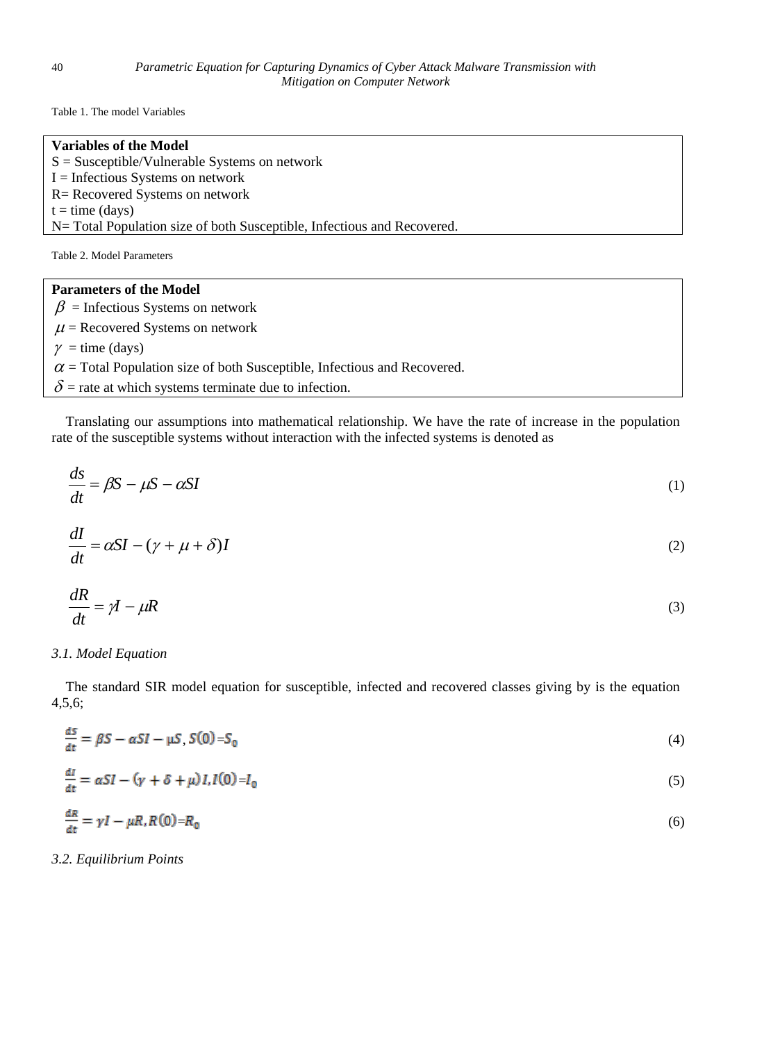Table 1. The model Variables

| Variables of the Model |
| --- |
| S = Susceptible/Vulnerable Systems on network |
| I = Infectious Systems on network |
| R= Recovered Systems on network |
| t = time (days) |
| N= Total Population size of both Susceptible, Infectious and Recovered. |

Table 2. Model Parameters

| Parameters of the Model |
| --- |
| $\beta$ = Infectious Systems on network |
| $\mu$ = Recovered Systems on network |
| $\gamma$ = time (days) |
| $\alpha$ = Total Population size of both Susceptible, Infectious and Recovered. |
| $\delta$ = rate at which systems terminate due to infection. |

Translating our assumptions into mathematical relationship. We have the rate of increase in the population rate of the susceptible systems without interaction with the infected systems is denoted as

$$\frac{ds}{dt} = \beta S - \mu S - \alpha SI \tag{1}$$

$$\frac{dI}{dt} = \alpha SI - (\gamma + \mu + \delta)I \tag{2}$$

$$\frac{dR}{dt} = \gamma I - \mu R \tag{3}$$

### 3.1. Model Equation

The standard SIR model equation for susceptible, infected and recovered classes giving by is the equation 4,5,6;

$$\frac{dS}{dt} = \beta S - \alpha SI - \mu S, \; S(0) = S_0 \tag{4}$$

$$\frac{dI}{dt} = \alpha SI - (\gamma + \delta + \mu)I, I(0) = I_0 \tag{5}$$

$$\frac{dR}{dt} = \gamma I - \mu R, R(0) = R_0 \tag{6}$$

### 3.2. Equilibrium Points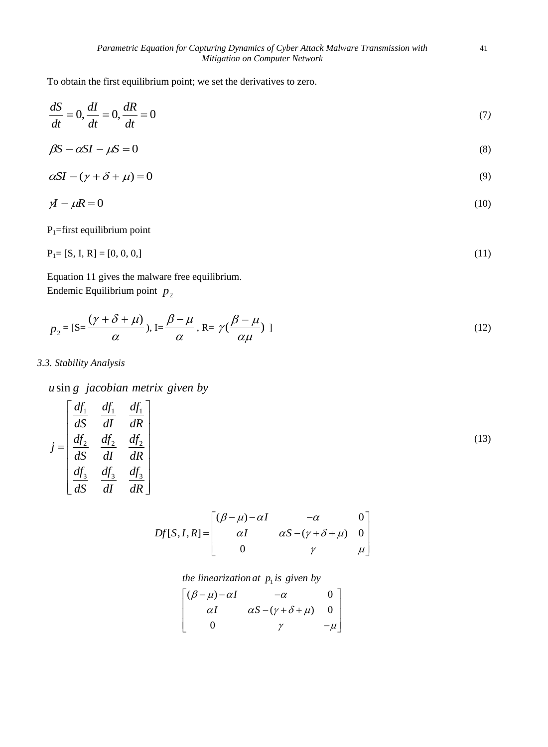To obtain the first equilibrium point; we set the derivatives to zero.

$$\frac{dS}{dt} = 0, \frac{dI}{dt} = 0, \frac{dR}{dt} = 0 \tag{7}$$

$$\beta S - \alpha SI - \mu S = 0 \tag{8}$$

$$\alpha SI - (\gamma + \delta + \mu) = 0 \tag{9}$$

$$\gamma I - \mu R = 0 \tag{10}$$

$P_1$=first equilibrium point

$$P_1 = [S, I, R] = [0, 0, 0,] \tag{11}$$

Equation 11 gives the malware free equilibrium.
Endemic Equilibrium point $p_2$

$$p_2 = [S = \frac{(\gamma + \delta + \mu)}{\alpha}), I = \frac{\beta - \mu}{\alpha}, R = \gamma(\frac{\beta - \mu}{\alpha\mu}) ] \tag{12}$$

*3.3. Stability Analysis*

$$using \ \ jacobian \ metrix \ given \ by$$

$$j = \begin{bmatrix} \frac{df_1}{dS} & \frac{df_1}{dI} & \frac{df_1}{dR} \\ \frac{df_2}{dS} & \frac{df_2}{dI} & \frac{df_2}{dR} \\ \frac{df_3}{dS} & \frac{df_3}{dI} & \frac{df_3}{dR} \end{bmatrix} \tag{13}$$

$$Df[S, I, R] = \begin{bmatrix} (\beta - \mu) - \alpha I & -\alpha & 0 \\ \alpha I & \alpha S - (\gamma + \delta + \mu) & 0 \\ 0 & \gamma & \mu \end{bmatrix}$$

$$the \ linearization \ at \ \ p_1 \ is \ \ given \ by$$

$$\begin{bmatrix} (\beta - \mu) - \alpha I & -\alpha & 0 \\ \alpha I & \alpha S - (\gamma + \delta + \mu) & 0 \\ 0 & \gamma & -\mu \end{bmatrix}$$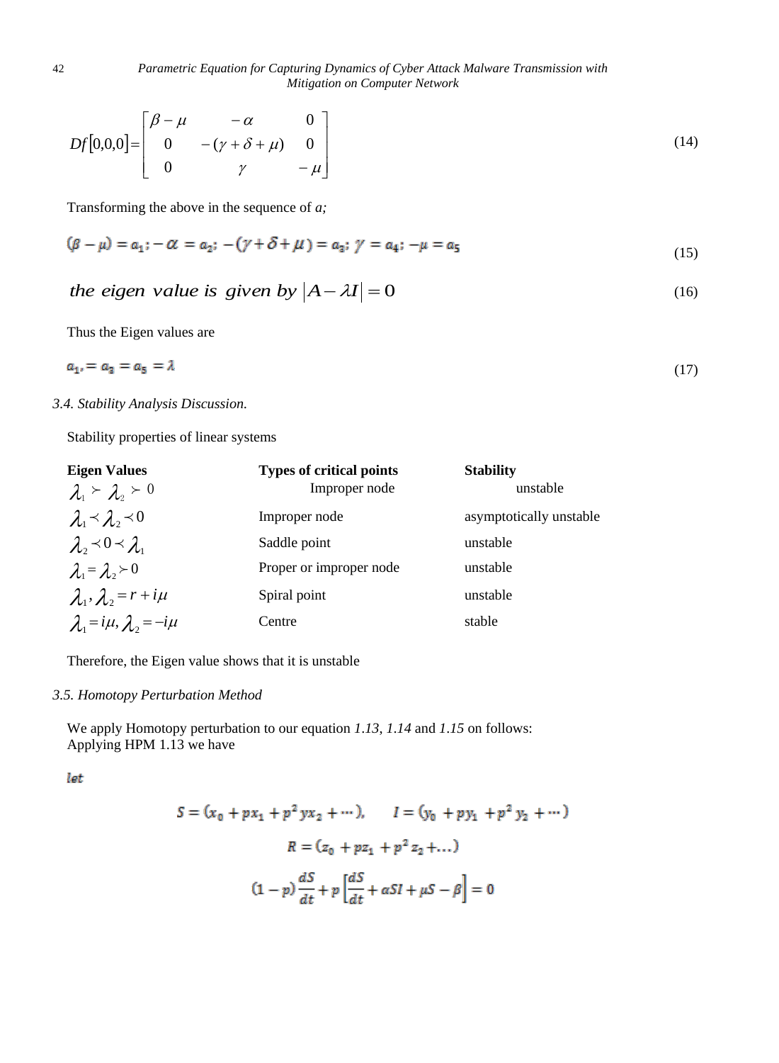$$Df[0,0,0] = \begin{bmatrix} \beta - \mu & -\alpha & 0 \\ 0 & -(\gamma + \delta + \mu) & 0 \\ 0 & \gamma & -\mu \end{bmatrix} \tag{14}$$

Transforming the above in the sequence of *a;*

$$(\beta - \mu) = a_1; -\alpha = a_2; -(\gamma + \delta + \mu) = a_3; \gamma = a_4; -\mu = a_5 \tag{15}$$

$$\textit{the eigen value is given by } |A - \lambda I| = 0 \tag{16}$$

Thus the Eigen values are

$$a_1, = a_3 = a_5 = \lambda \tag{17}$$

### *3.4. Stability Analysis Discussion.*

Stability properties of linear systems

| **Eigen Values** | **Types of critical points** | **Stability** |
|---|---|---|
| $\lambda_1 \succ \lambda_2 \succ 0$ | Improper node | unstable |
| $\lambda_1 \prec \lambda_2 \prec 0$ | Improper node | asymptotically unstable |
| $\lambda_2 \prec 0 \prec \lambda_1$ | Saddle point | unstable |
| $\lambda_1 = \lambda_2 \succ 0$ | Proper or improper node | unstable |
| $\lambda_1, \lambda_2 = r + i\mu$ | Spiral point | unstable |
| $\lambda_1 = i\mu, \lambda_2 = -i\mu$ | Centre | stable |

Therefore, the Eigen value shows that it is unstable

### *3.5. Homotopy Perturbation Method*

We apply Homotopy perturbation to our equation *1.13*, *1.14* and *1.15* on follows:
Applying HPM 1.13 we have

*let*

$$S = (x_0 + px_1 + p^2 yx_2 + \cdots), \qquad I = (y_0 + py_1 + p^2 y_2 + \cdots)$$

$$R = (z_0 + pz_1 + p^2 z_2 + \ldots)$$

$$(1 - p)\frac{dS}{dt} + p\left[\frac{dS}{dt} + \alpha SI + \mu S - \beta\right] = 0$$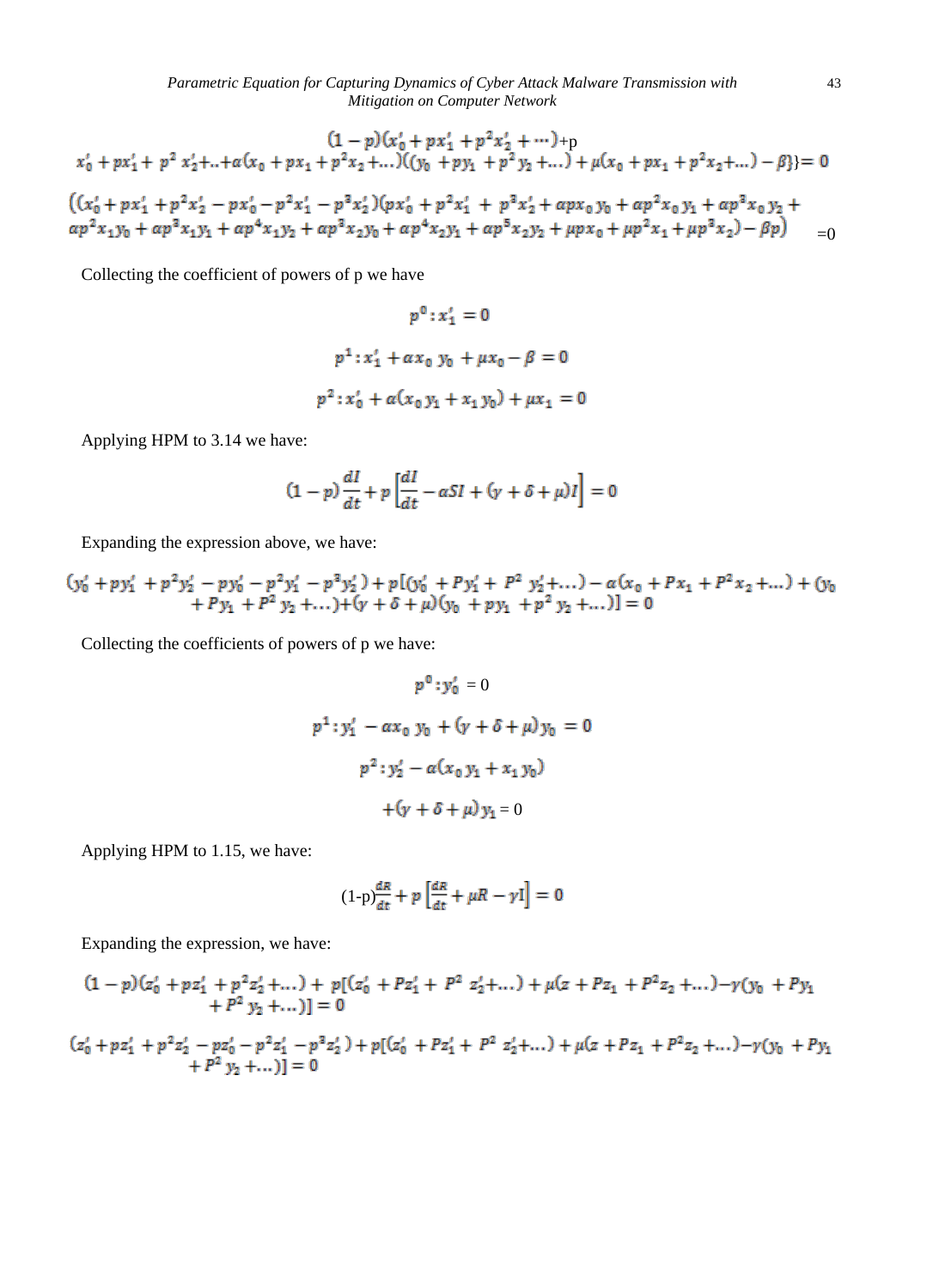$$(1-p)(x_0' + px_1' + p^2x_2' + \cdots) + p$$
$$x_0' + px_1' + p^2\, x_2' + .. + \alpha(x_0 + px_1 + p^2x_2 + \ldots)((y_0 + py_1 + p^2\, y_2 + \ldots) + \mu(x_0 + px_1 + p^2x_2 + \ldots) - \beta\}\} = 0$$

$$\left((x_0' + px_1' + p^2x_2' - px_0' - p^2x_1' - p^3x_2')(px_0' + p^2x_1' + p^3x_2' + \alpha px_0\, y_0 + \alpha p^2x_0\, y_1 + \alpha p^3x_0\, y_2 + \alpha p^2x_1y_0 + \alpha p^3x_1y_1 + \alpha p^4x_1y_2 + \alpha p^3x_2y_0 + \alpha p^4x_2y_1 + \alpha p^5x_2y_2 + \mu px_0 + \mu p^2x_1 + \mu p^3x_2) - \beta p\right) = 0$$

Collecting the coefficient of powers of p we have

$$p^0 : x_1' = 0$$

$$p^1 : x_1' + \alpha x_0\, y_0 + \mu x_0 - \beta = 0$$

$$p^2 : x_0' + \alpha(x_0\, y_1 + x_1\, y_0) + \mu x_1 = 0$$

Applying HPM to 3.14 we have:

$$(1-p)\frac{dI}{dt} + p\left[\frac{dI}{dt} - \alpha SI + (\gamma + \delta + \mu)I\right] = 0$$

Expanding the expression above, we have:

$$(y_0' + py_1' + p^2y_2' - py_0' - p^2y_1' - p^3y_2') + p[(y_0' + Py_1' + P^2\, y_2' + \ldots) - \alpha(x_0 + Px_1 + P^2x_2 + \ldots) + (y_0 + Py_1 + P^2\, y_2 + \ldots) + (\gamma + \delta + \mu)(y_0 + py_1 + p^2\, y_2 + \ldots)] = 0$$

Collecting the coefficients of powers of p we have:

$$p^0 : y_0' = 0$$

$$p^1 : y_1' - \alpha x_0\, y_0 + (\gamma + \delta + \mu)y_0 = 0$$

$$p^2 : y_2' - \alpha(x_0\, y_1 + x_1\, y_0)$$
$$+ (\gamma + \delta + \mu)y_1 = 0$$

Applying HPM to 1.15, we have:

$$(1\text{-p})\frac{dR}{dt} + p\left[\frac{dR}{dt} + \mu R - \gamma I\right] = 0$$

Expanding the expression, we have:

$$(1-p)(z_0' + pz_1' + p^2z_2' + \ldots) + p[(z_0' + Pz_1' + P^2\, z_2' + \ldots) + \mu(z + Pz_1 + P^2z_2 + \ldots) - \gamma(y_0 + Py_1 + P^2\, y_2 + \ldots)] = 0$$

$$(z_0' + pz_1' + p^2z_2' - pz_0' - p^2z_1' - p^3z_2') + p[(z_0' + Pz_1' + P^2\, z_2' + \ldots) + \mu(z + Pz_1 + P^2z_2 + \ldots) - \gamma(y_0 + Py_1 + P^2\, y_2 + \ldots)] = 0$$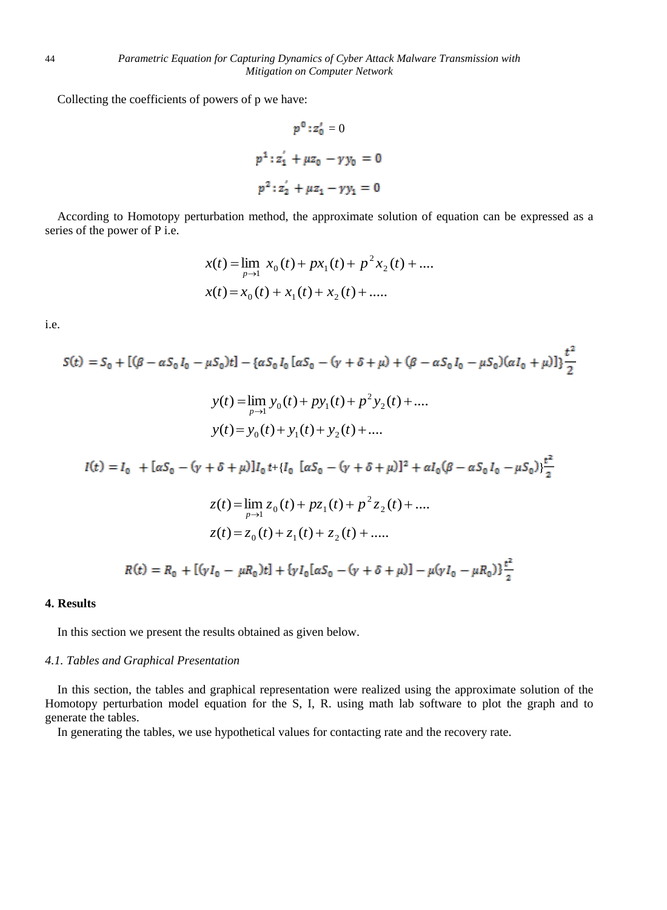Collecting the coefficients of powers of p we have:

$$p^0 : z_0' = 0$$

$$p^1 : z_1' + \mu z_0 - \gamma y_0 = 0$$

$$p^2 : z_2' + \mu z_1 - \gamma y_1 = 0$$

According to Homotopy perturbation method, the approximate solution of equation can be expressed as a series of the power of P i.e.

$$x(t) = \lim_{p \to 1} x_0(t) + p x_1(t) + p^2 x_2(t) + ....$$

$$x(t) = x_0(t) + x_1(t) + x_2(t) + .....$$

i.e.

$$S(t) = S_0 + [(\beta - \alpha S_0 I_0 - \mu S_0)t] - \{\alpha S_0 I_0 [\alpha S_0 - (\gamma + \delta + \mu) + (\beta - \alpha S_0 I_0 - \mu S_0)(\alpha I_0 + \mu)]\}\frac{t^2}{2}$$

$$y(t) = \lim_{p \to 1} y_0(t) + p y_1(t) + p^2 y_2(t) + ....$$

$$y(t) = y_0(t) + y_1(t) + y_2(t) + ....$$

$$I(t) = I_0 + [\alpha S_0 - (\gamma + \delta + \mu)] I_0 t + \{I_0 [\alpha S_0 - (\gamma + \delta + \mu)]^2 + \alpha I_0 (\beta - \alpha S_0 I_0 - \mu S_0)\}\frac{t^2}{2}$$

$$z(t) = \lim_{p \to 1} z_0(t) + p z_1(t) + p^2 z_2(t) + ....$$

$$z(t) = z_0(t) + z_1(t) + z_2(t) + .....$$

$$R(t) = R_0 + [(\gamma I_0 - \mu R_0)t] + \{\gamma I_0 [\alpha S_0 - (\gamma + \delta + \mu)] - \mu(\gamma I_0 - \mu R_0)\}\frac{t^2}{2}$$

## 4. Results

In this section we present the results obtained as given below.

### *4.1. Tables and Graphical Presentation*

In this section, the tables and graphical representation were realized using the approximate solution of the Homotopy perturbation model equation for the S, I, R. using math lab software to plot the graph and to generate the tables.

In generating the tables, we use hypothetical values for contacting rate and the recovery rate.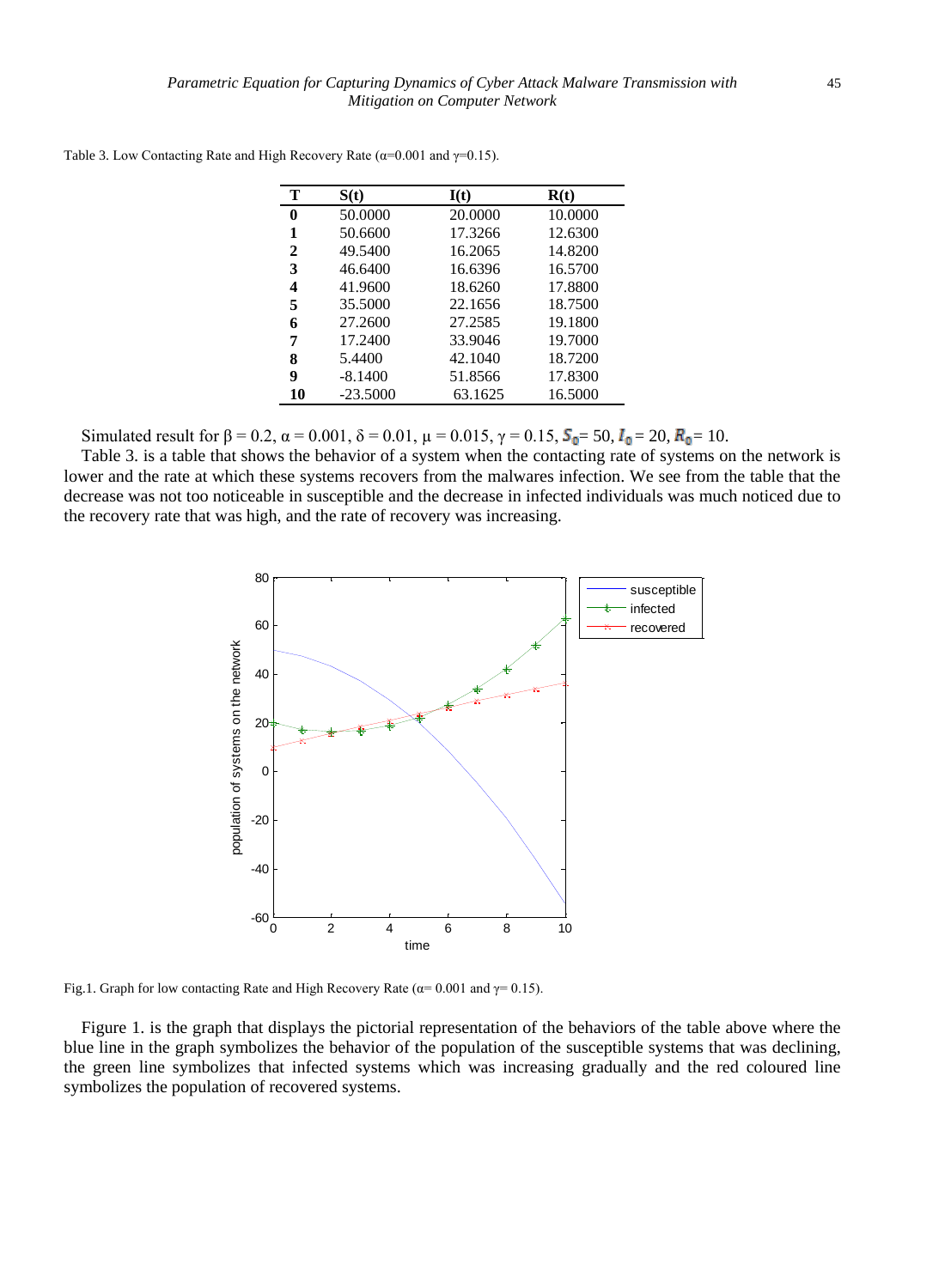Table 3. Low Contacting Rate and High Recovery Rate (α=0.001 and γ=0.15).

| T | S(t) | I(t) | R(t) |
|---|---|---|---|
| **0** | 50.0000 | 20.0000 | 10.0000 |
| **1** | 50.6600 | 17.3266 | 12.6300 |
| **2** | 49.5400 | 16.2065 | 14.8200 |
| **3** | 46.6400 | 16.6396 | 16.5700 |
| **4** | 41.9600 | 18.6260 | 17.8800 |
| **5** | 35.5000 | 22.1656 | 18.7500 |
| **6** | 27.2600 | 27.2585 | 19.1800 |
| **7** | 17.2400 | 33.9046 | 19.7000 |
| **8** | 5.4400 | 42.1040 | 18.7200 |
| **9** | -8.1400 | 51.8566 | 17.8300 |
| **10** | -23.5000 | 63.1625 | 16.5000 |

Simulated result for $\beta = 0.2$, $\alpha = 0.001$, $\delta = 0.01$, $\mu = 0.015$, $\gamma = 0.15$, $S_0 = 50$, $I_0 = 20$, $R_0 = 10$.

Table 3. is a table that shows the behavior of a system when the contacting rate of systems on the network is lower and the rate at which these systems recovers from the malwares infection. We see from the table that the decrease was not too noticeable in susceptible and the decrease in infected individuals was much noticed due to the recovery rate that was high, and the rate of recovery was increasing.

Fig.1. Graph for low contacting Rate and High Recovery Rate (α= 0.001 and γ= 0.15).

Figure 1. is the graph that displays the pictorial representation of the behaviors of the table above where the blue line in the graph symbolizes the behavior of the population of the susceptible systems that was declining, the green line symbolizes that infected systems which was increasing gradually and the red coloured line symbolizes the population of recovered systems.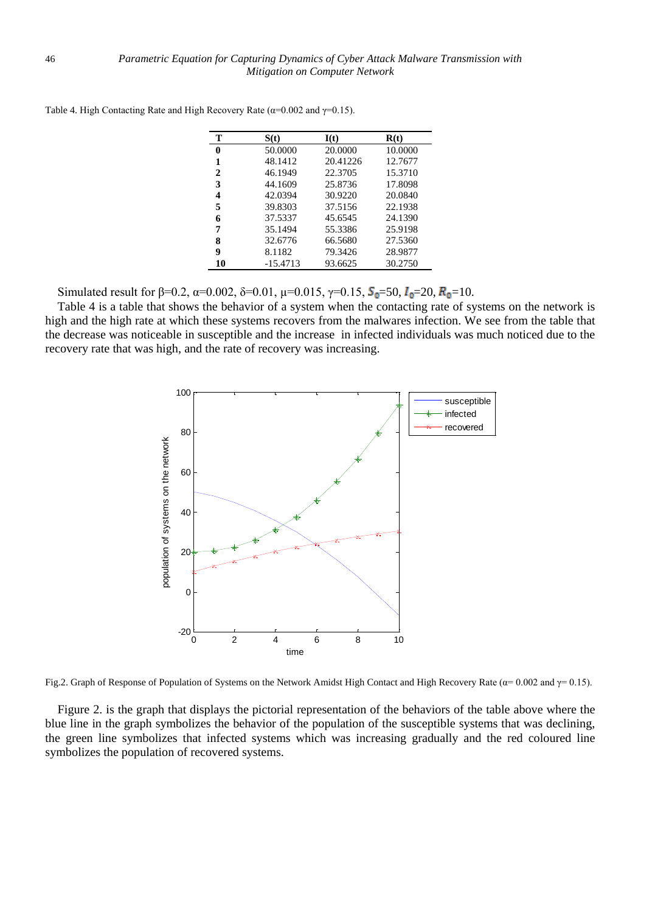Table 4. High Contacting Rate and High Recovery Rate ($\alpha$=0.002 and $\gamma$=0.15).

| T | S(t) | I(t) | R(t) |
|---|---|---|---|
| 0 | 50.0000 | 20.0000 | 10.0000 |
| 1 | 48.1412 | 20.41226 | 12.7677 |
| 2 | 46.1949 | 22.3705 | 15.3710 |
| 3 | 44.1609 | 25.8736 | 17.8098 |
| 4 | 42.0394 | 30.9220 | 20.0840 |
| 5 | 39.8303 | 37.5156 | 22.1938 |
| 6 | 37.5337 | 45.6545 | 24.1390 |
| 7 | 35.1494 | 55.3386 | 25.9198 |
| 8 | 32.6776 | 66.5680 | 27.5360 |
| 9 | 8.1182 | 79.3426 | 28.9877 |
| 10 | -15.4713 | 93.6625 | 30.2750 |

Simulated result for $\beta$=0.2, $\alpha$=0.002, $\delta$=0.01, $\mu$=0.015, $\gamma$=0.15, $S_0$=50, $I_0$=20, $R_0$=10.

Table 4 is a table that shows the behavior of a system when the contacting rate of systems on the network is high and the high rate at which these systems recovers from the malwares infection. We see from the table that the decrease was noticeable in susceptible and the increase in infected individuals was much noticed due to the recovery rate that was high, and the rate of recovery was increasing.

Fig.2. Graph of Response of Population of Systems on the Network Amidst High Contact and High Recovery Rate ($\alpha$= 0.002 and $\gamma$= 0.15).

Figure 2. is the graph that displays the pictorial representation of the behaviors of the table above where the blue line in the graph symbolizes the behavior of the population of the susceptible systems that was declining, the green line symbolizes that infected systems which was increasing gradually and the red coloured line symbolizes the population of recovered systems.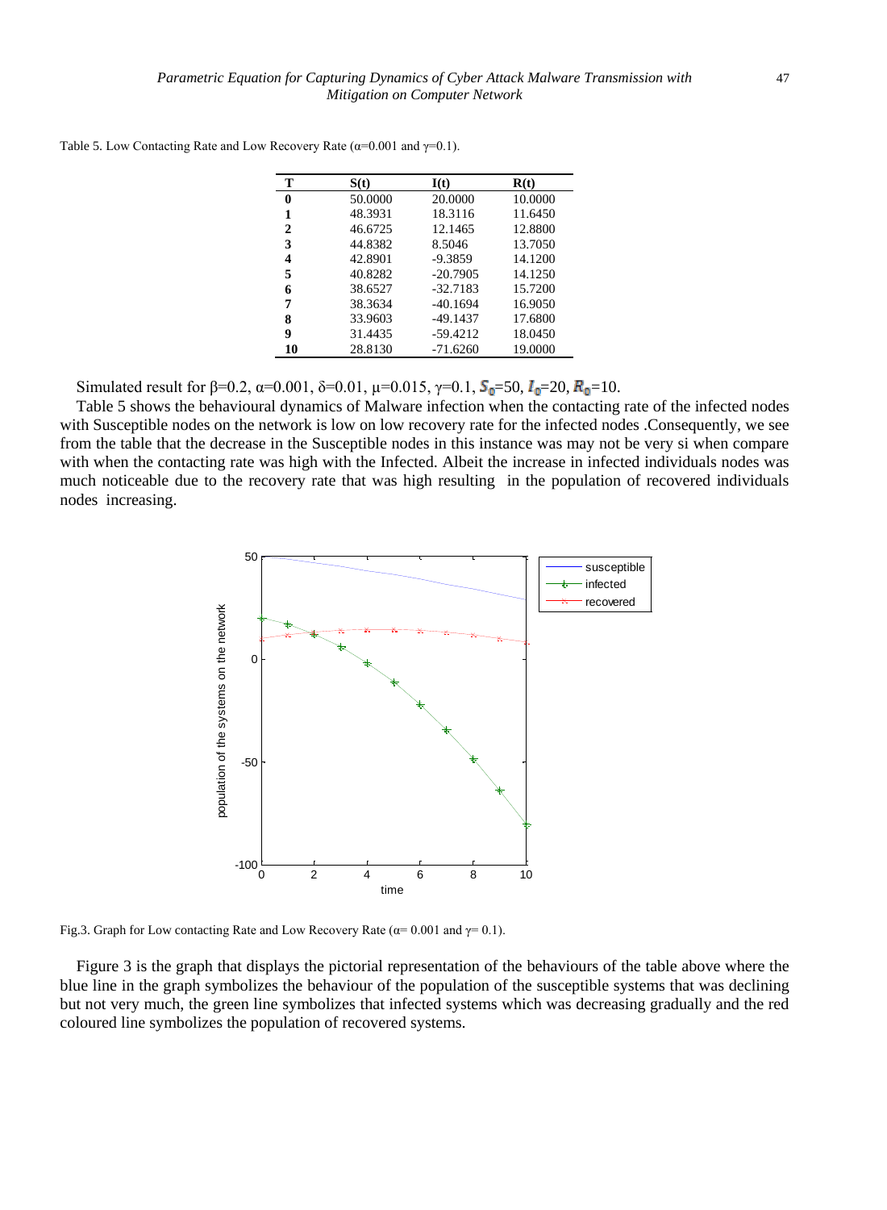Table 5. Low Contacting Rate and Low Recovery Rate ($\alpha$=0.001 and $\gamma$=0.1).

| T | S(t) | I(t) | R(t) |
|---|---|---|---|
| 0 | 50.0000 | 20.0000 | 10.0000 |
| 1 | 48.3931 | 18.3116 | 11.6450 |
| 2 | 46.6725 | 12.1465 | 12.8800 |
| 3 | 44.8382 | 8.5046 | 13.7050 |
| 4 | 42.8901 | -9.3859 | 14.1200 |
| 5 | 40.8282 | -20.7905 | 14.1250 |
| 6 | 38.6527 | -32.7183 | 15.7200 |
| 7 | 38.3634 | -40.1694 | 16.9050 |
| 8 | 33.9603 | -49.1437 | 17.6800 |
| 9 | 31.4435 | -59.4212 | 18.0450 |
| 10 | 28.8130 | -71.6260 | 19.0000 |

Simulated result for $\beta$=0.2, $\alpha$=0.001, $\delta$=0.01, $\mu$=0.015, $\gamma$=0.1, $S_0$=50, $I_0$=20, $R_0$=10.

Table 5 shows the behavioural dynamics of Malware infection when the contacting rate of the infected nodes with Susceptible nodes on the network is low on low recovery rate for the infected nodes .Consequently, we see from the table that the decrease in the Susceptible nodes in this instance was may not be very si when compare with when the contacting rate was high with the Infected. Albeit the increase in infected individuals nodes was much noticeable due to the recovery rate that was high resulting in the population of recovered individuals nodes increasing.

Fig.3. Graph for Low contacting Rate and Low Recovery Rate ($\alpha$= 0.001 and $\gamma$= 0.1).

Figure 3 is the graph that displays the pictorial representation of the behaviours of the table above where the blue line in the graph symbolizes the behaviour of the population of the susceptible systems that was declining but not very much, the green line symbolizes that infected systems which was decreasing gradually and the red coloured line symbolizes the population of recovered systems.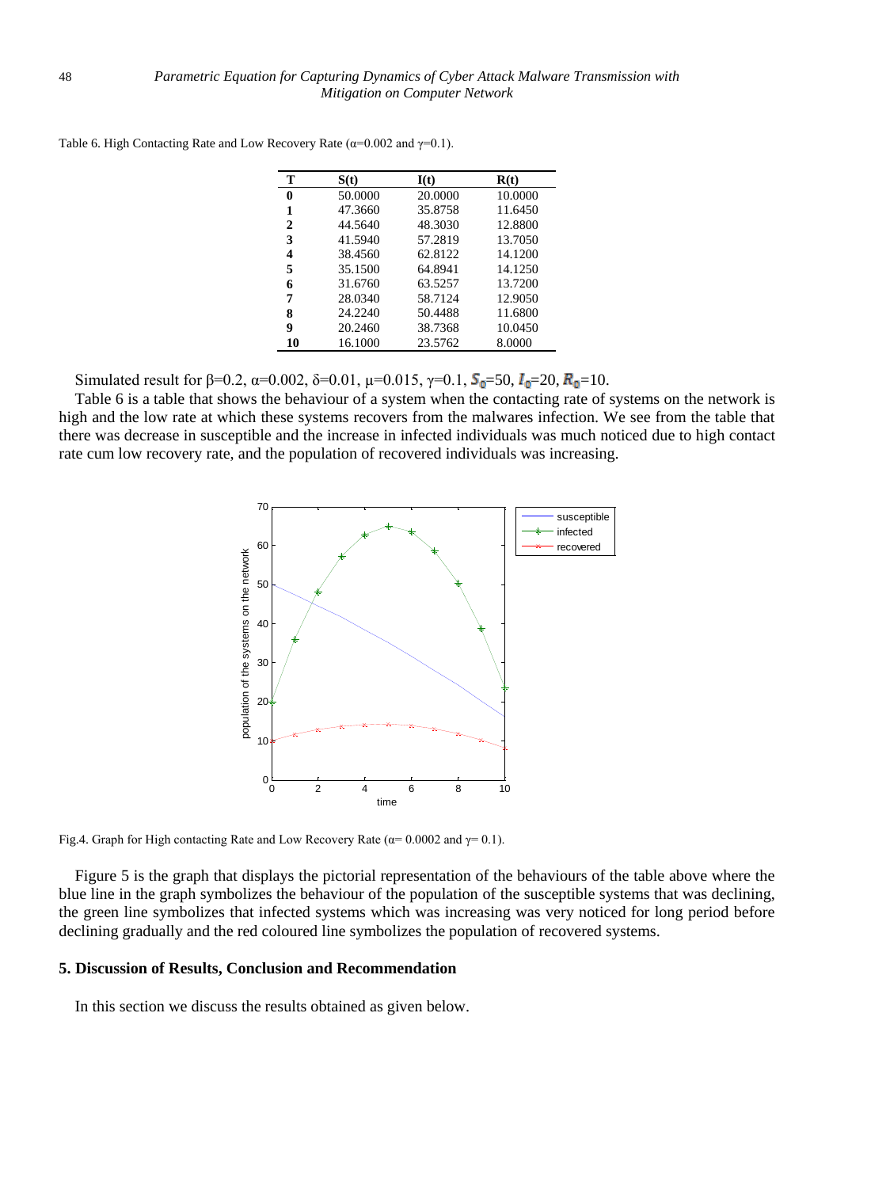Table 6. High Contacting Rate and Low Recovery Rate ($\alpha$=0.002 and $\gamma$=0.1).

| T | S(t) | I(t) | R(t) |
|---|---|---|---|
| 0 | 50.0000 | 20.0000 | 10.0000 |
| 1 | 47.3660 | 35.8758 | 11.6450 |
| 2 | 44.5640 | 48.3030 | 12.8800 |
| 3 | 41.5940 | 57.2819 | 13.7050 |
| 4 | 38.4560 | 62.8122 | 14.1200 |
| 5 | 35.1500 | 64.8941 | 14.1250 |
| 6 | 31.6760 | 63.5257 | 13.7200 |
| 7 | 28.0340 | 58.7124 | 12.9050 |
| 8 | 24.2240 | 50.4488 | 11.6800 |
| 9 | 20.2460 | 38.7368 | 10.0450 |
| 10 | 16.1000 | 23.5762 | 8.0000 |

Simulated result for $\beta$=0.2, $\alpha$=0.002, $\delta$=0.01, $\mu$=0.015, $\gamma$=0.1, $S_0$=50, $I_0$=20, $R_0$=10.

Table 6 is a table that shows the behaviour of a system when the contacting rate of systems on the network is high and the low rate at which these systems recovers from the malwares infection. We see from the table that there was decrease in susceptible and the increase in infected individuals was much noticed due to high contact rate cum low recovery rate, and the population of recovered individuals was increasing.

Fig.4. Graph for High contacting Rate and Low Recovery Rate ($\alpha$= 0.0002 and $\gamma$= 0.1).

Figure 5 is the graph that displays the pictorial representation of the behaviours of the table above where the blue line in the graph symbolizes the behaviour of the population of the susceptible systems that was declining, the green line symbolizes that infected systems which was increasing was very noticed for long period before declining gradually and the red coloured line symbolizes the population of recovered systems.

## 5. Discussion of Results, Conclusion and Recommendation

In this section we discuss the results obtained as given below.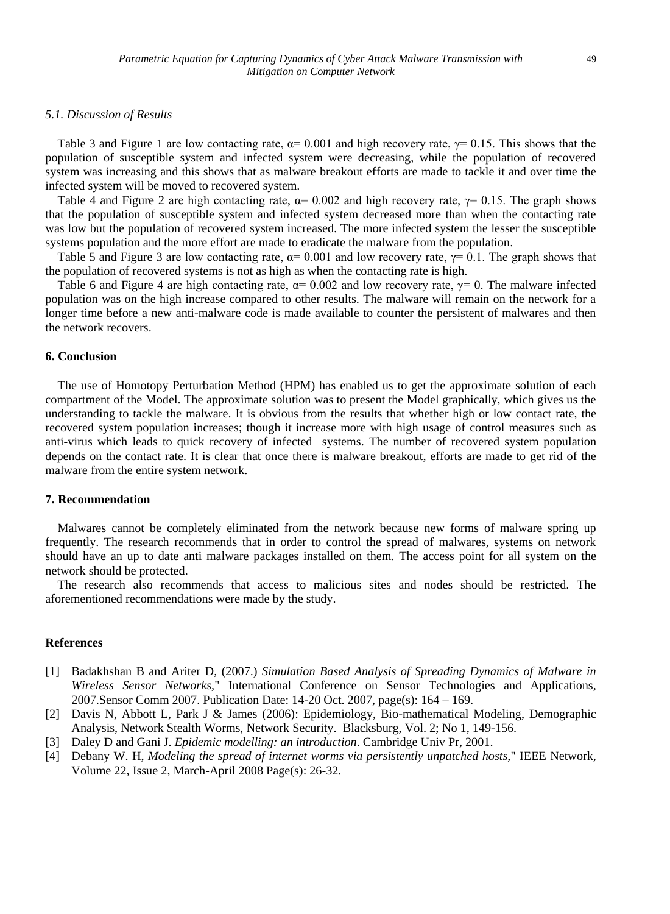### 5.1. Discussion of Results

Table 3 and Figure 1 are low contacting rate, $\alpha = 0.001$ and high recovery rate, $\gamma = 0.15$. This shows that the population of susceptible system and infected system were decreasing, while the population of recovered system was increasing and this shows that as malware breakout efforts are made to tackle it and over time the infected system will be moved to recovered system.

Table 4 and Figure 2 are high contacting rate, $\alpha = 0.002$ and high recovery rate, $\gamma = 0.15$. The graph shows that the population of susceptible system and infected system decreased more than when the contacting rate was low but the population of recovered system increased. The more infected system the lesser the susceptible systems population and the more effort are made to eradicate the malware from the population.

Table 5 and Figure 3 are low contacting rate, $\alpha = 0.001$ and low recovery rate, $\gamma = 0.1$. The graph shows that the population of recovered systems is not as high as when the contacting rate is high.

Table 6 and Figure 4 are high contacting rate, $\alpha = 0.002$ and low recovery rate, $\gamma = 0$. The malware infected population was on the high increase compared to other results. The malware will remain on the network for a longer time before a new anti-malware code is made available to counter the persistent of malwares and then the network recovers.

## 6. Conclusion

The use of Homotopy Perturbation Method (HPM) has enabled us to get the approximate solution of each compartment of the Model. The approximate solution was to present the Model graphically, which gives us the understanding to tackle the malware. It is obvious from the results that whether high or low contact rate, the recovered system population increases; though it increase more with high usage of control measures such as anti-virus which leads to quick recovery of infected systems. The number of recovered system population depends on the contact rate. It is clear that once there is malware breakout, efforts are made to get rid of the malware from the entire system network.

## 7. Recommendation

Malwares cannot be completely eliminated from the network because new forms of malware spring up frequently. The research recommends that in order to control the spread of malwares, systems on network should have an up to date anti malware packages installed on them. The access point for all system on the network should be protected.

The research also recommends that access to malicious sites and nodes should be restricted. The aforementioned recommendations were made by the study.

## References

[1] Badakhshan B and Ariter D, (2007.) *Simulation Based Analysis of Spreading Dynamics of Malware in Wireless Sensor Networks,*" International Conference on Sensor Technologies and Applications, 2007.Sensor Comm 2007. Publication Date: 14-20 Oct. 2007, page(s): 164 – 169.

[2] Davis N, Abbott L, Park J & James (2006): Epidemiology, Bio-mathematical Modeling, Demographic Analysis, Network Stealth Worms, Network Security. Blacksburg, Vol. 2; No 1, 149-156.

[3] Daley D and Gani J. *Epidemic modelling: an introduction*. Cambridge Univ Pr, 2001.

[4] Debany W. H, *Modeling the spread of internet worms via persistently unpatched hosts,*" IEEE Network, Volume 22, Issue 2, March-April 2008 Page(s): 26-32.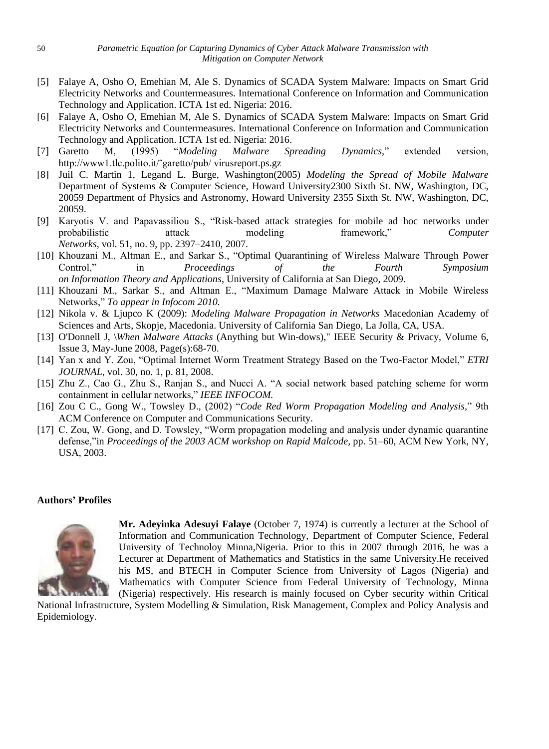[5] Falaye A, Osho O, Emehian M, Ale S. Dynamics of SCADA System Malware: Impacts on Smart Grid Electricity Networks and Countermeasures. International Conference on Information and Communication Technology and Application. ICTA 1st ed. Nigeria: 2016.

[6] Falaye A, Osho O, Emehian M, Ale S. Dynamics of SCADA System Malware: Impacts on Smart Grid Electricity Networks and Countermeasures. International Conference on Information and Communication Technology and Application. ICTA 1st ed. Nigeria: 2016.

[7] Garetto M, (1995) "*Modeling Malware Spreading Dynamics*," extended version, http://www1.tlc.polito.it/˜garetto/pub/ virusreport.ps.gz

[8] Juil C. Martin 1, Legand L. Burge, Washington(2005) *Modeling the Spread of Mobile Malware* Department of Systems & Computer Science, Howard University2300 Sixth St. NW, Washington, DC, 20059 Department of Physics and Astronomy, Howard University 2355 Sixth St. NW, Washington, DC, 20059.

[9] Karyotis V. and Papavassiliou S., "Risk-based attack strategies for mobile ad hoc networks under probabilistic attack modeling framework," *Computer Networks*, vol. 51, no. 9, pp. 2397–2410, 2007.

[10] Khouzani M., Altman E., and Sarkar S., "Optimal Quarantining of Wireless Malware Through Power Control," in *Proceedings of the Fourth Symposium on Information Theory and Applications*, University of California at San Diego, 2009.

[11] Khouzani M., Sarkar S., and Altman E., "Maximum Damage Malware Attack in Mobile Wireless Networks," *To appear in Infocom 2010.*

[12] Nikola v. & Ljupco K (2009): *Modeling Malware Propagation in Networks* Macedonian Academy of Sciences and Arts, Skopje, Macedonia. University of California San Diego, La Jolla, CA, USA.

[13] O'Donnell J, \*When Malware Attacks* (Anything but Win-dows)," IEEE Security & Privacy, Volume 6, Issue 3, May-June 2008, Page(s):68-70.

[14] Yan x and Y. Zou, "Optimal Internet Worm Treatment Strategy Based on the Two-Factor Model," *ETRI JOURNAL*, vol. 30, no. 1, p. 81, 2008.

[15] Zhu Z., Cao G., Zhu S., Ranjan S., and Nucci A. "A social network based patching scheme for worm containment in cellular networks," *IEEE INFOCOM.*

[16] Zou C C., Gong W., Towsley D., (2002) "*Code Red Worm Propagation Modeling and Analysis*," 9th ACM Conference on Computer and Communications Security.

[17] C. Zou, W. Gong, and D. Towsley, "Worm propagation modeling and analysis under dynamic quarantine defense,"in *Proceedings of the 2003 ACM workshop on Rapid Malcode*, pp. 51–60, ACM New York, NY, USA, 2003.

**Authors' Profiles**

**Mr. Adeyinka Adesuyi Falaye** (October 7, 1974) is currently a lecturer at the School of Information and Communication Technology, Department of Computer Science, Federal University of Technoloy Minna,Nigeria. Prior to this in 2007 through 2016, he was a Lecturer at Department of Mathematics and Statistics in the same University.He received his MS, and BTECH in Computer Science from University of Lagos (Nigeria) and Mathematics with Computer Science from Federal University of Technology, Minna (Nigeria) respectively. His research is mainly focused on Cyber security within Critical National Infrastructure, System Modelling & Simulation, Risk Management, Complex and Policy Analysis and Epidemiology.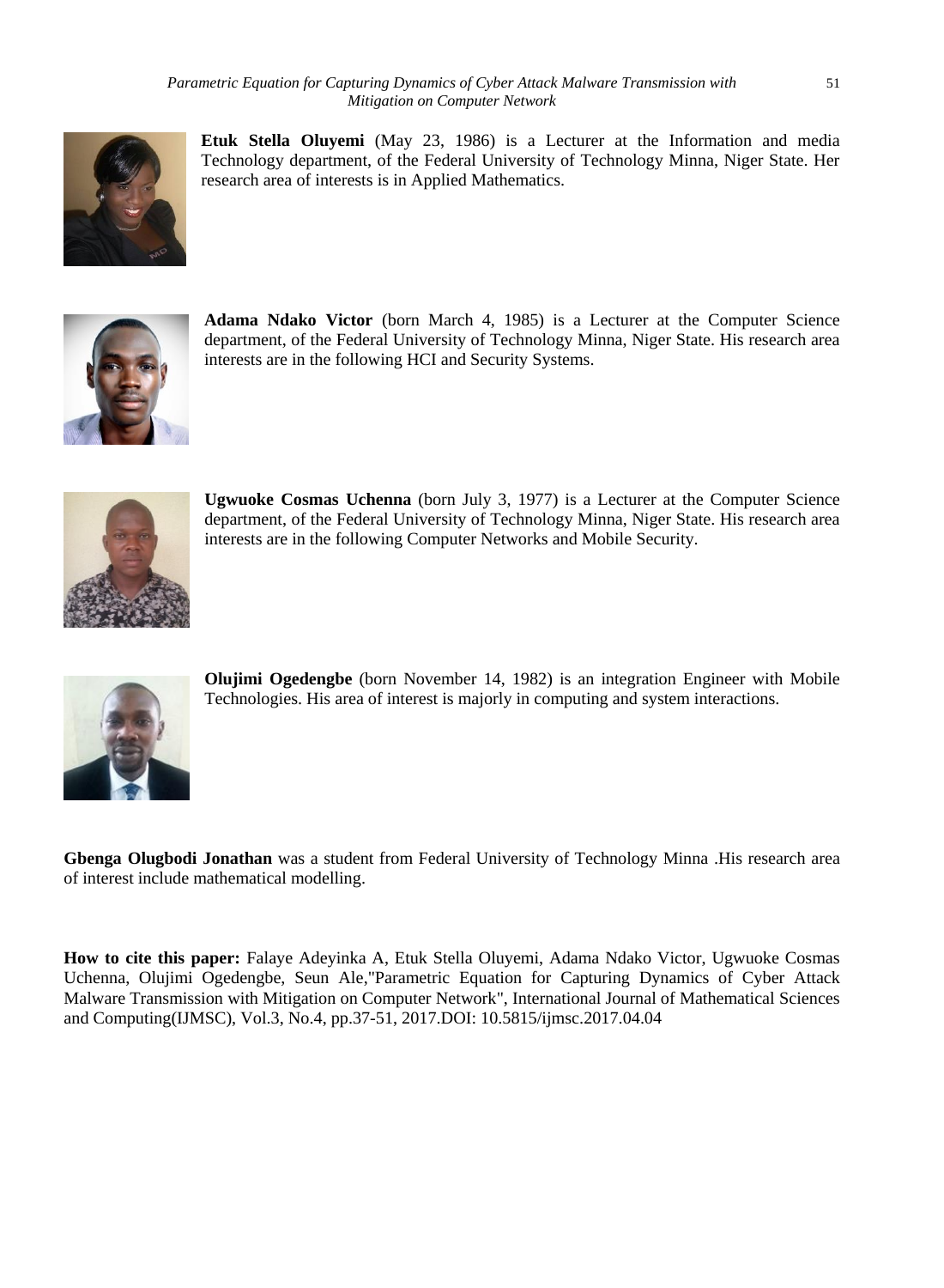**Etuk Stella Oluyemi** (May 23, 1986) is a Lecturer at the Information and media Technology department, of the Federal University of Technology Minna, Niger State. Her research area of interests is in Applied Mathematics.

**Adama Ndako Victor** (born March 4, 1985) is a Lecturer at the Computer Science department, of the Federal University of Technology Minna, Niger State. His research area interests are in the following HCI and Security Systems.

**Ugwuoke Cosmas Uchenna** (born July 3, 1977) is a Lecturer at the Computer Science department, of the Federal University of Technology Minna, Niger State. His research area interests are in the following Computer Networks and Mobile Security.

**Olujimi Ogedengbe** (born November 14, 1982) is an integration Engineer with Mobile Technologies. His area of interest is majorly in computing and system interactions.

**Gbenga Olugbodi Jonathan** was a student from Federal University of Technology Minna .His research area of interest include mathematical modelling.

**How to cite this paper:** Falaye Adeyinka A, Etuk Stella Oluyemi, Adama Ndako Victor, Ugwuoke Cosmas Uchenna, Olujimi Ogedengbe, Seun Ale,"Parametric Equation for Capturing Dynamics of Cyber Attack Malware Transmission with Mitigation on Computer Network", International Journal of Mathematical Sciences and Computing(IJMSC), Vol.3, No.4, pp.37-51, 2017.DOI: 10.5815/ijmsc.2017.04.04